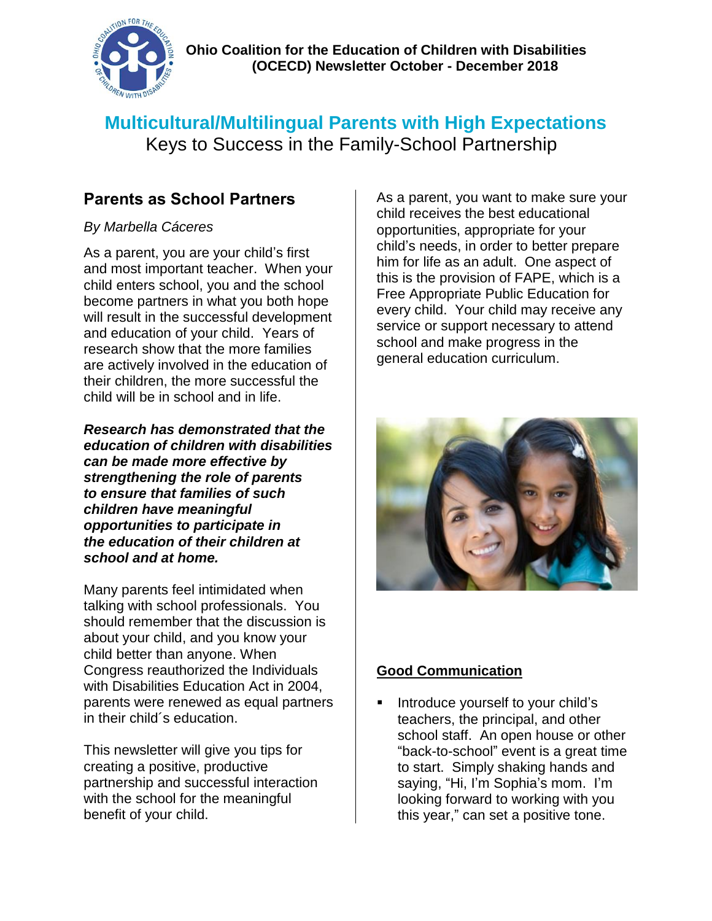**Ohio Coalition for the Education of Children with Disabilities (OCECD) Newsletter October - December 2018**

# Multicultural/Multilingual Parents with High Expectations

Keys to Success in the Family-School Partnership

## Parents as School Partners

*By Marbella Cáceres*

As a parent, you are your child's first and most important teacher. When your child enters school, you and the school become partners in what you both hope will result in the successful development and education of your child. Years of research show that the more families are actively involved in the education of their children, the more successful the child will be in school and in life.

***Research has demonstrated that the education of children with disabilities can be made more effective by strengthening the role of parents to ensure that families of such children have meaningful opportunities to participate in the education of their children at school and at home.***

Many parents feel intimidated when talking with school professionals. You should remember that the discussion is about your child, and you know your child better than anyone. When Congress reauthorized the Individuals with Disabilities Education Act in 2004, parents were renewed as equal partners in their child´s education.

This newsletter will give you tips for creating a positive, productive partnership and successful interaction with the school for the meaningful benefit of your child.

As a parent, you want to make sure your child receives the best educational opportunities, appropriate for your child's needs, in order to better prepare him for life as an adult. One aspect of this is the provision of FAPE, which is a Free Appropriate Public Education for every child. Your child may receive any service or support necessary to attend school and make progress in the general education curriculum.

### Good Communication

- Introduce yourself to your child's teachers, the principal, and other school staff. An open house or other "back-to-school" event is a great time to start. Simply shaking hands and saying, "Hi, I'm Sophia's mom. I'm looking forward to working with you this year," can set a positive tone.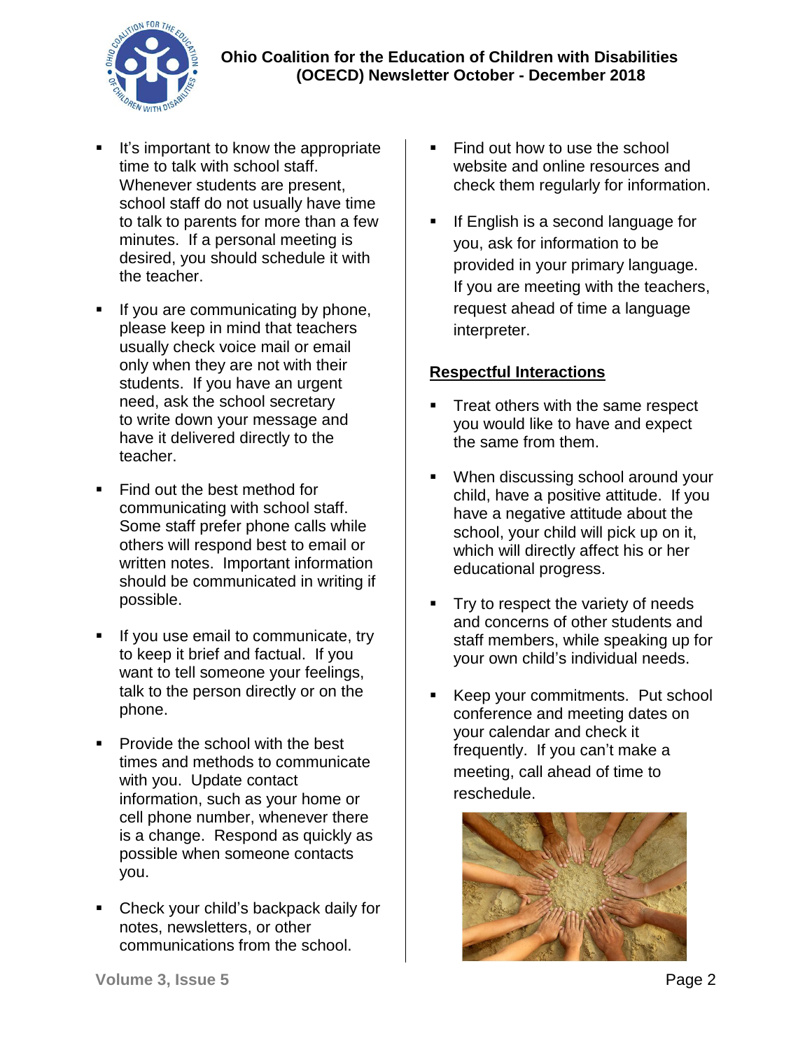- It's important to know the appropriate time to talk with school staff. Whenever students are present, school staff do not usually have time to talk to parents for more than a few minutes. If a personal meeting is desired, you should schedule it with the teacher.

- If you are communicating by phone, please keep in mind that teachers usually check voice mail or email only when they are not with their students. If you have an urgent need, ask the school secretary to write down your message and have it delivered directly to the teacher.

- Find out the best method for communicating with school staff. Some staff prefer phone calls while others will respond best to email or written notes. Important information should be communicated in writing if possible.

- If you use email to communicate, try to keep it brief and factual. If you want to tell someone your feelings, talk to the person directly or on the phone.

- Provide the school with the best times and methods to communicate with you. Update contact information, such as your home or cell phone number, whenever there is a change. Respond as quickly as possible when someone contacts you.

- Check your child's backpack daily for notes, newsletters, or other communications from the school.

- Find out how to use the school website and online resources and check them regularly for information.

- If English is a second language for you, ask for information to be provided in your primary language. If you are meeting with the teachers, request ahead of time a language interpreter.

## Respectful Interactions

- Treat others with the same respect you would like to have and expect the same from them.

- When discussing school around your child, have a positive attitude. If you have a negative attitude about the school, your child will pick up on it, which will directly affect his or her educational progress.

- Try to respect the variety of needs and concerns of other students and staff members, while speaking up for your own child's individual needs.

- Keep your commitments. Put school conference and meeting dates on your calendar and check it frequently. If you can't make a meeting, call ahead of time to reschedule.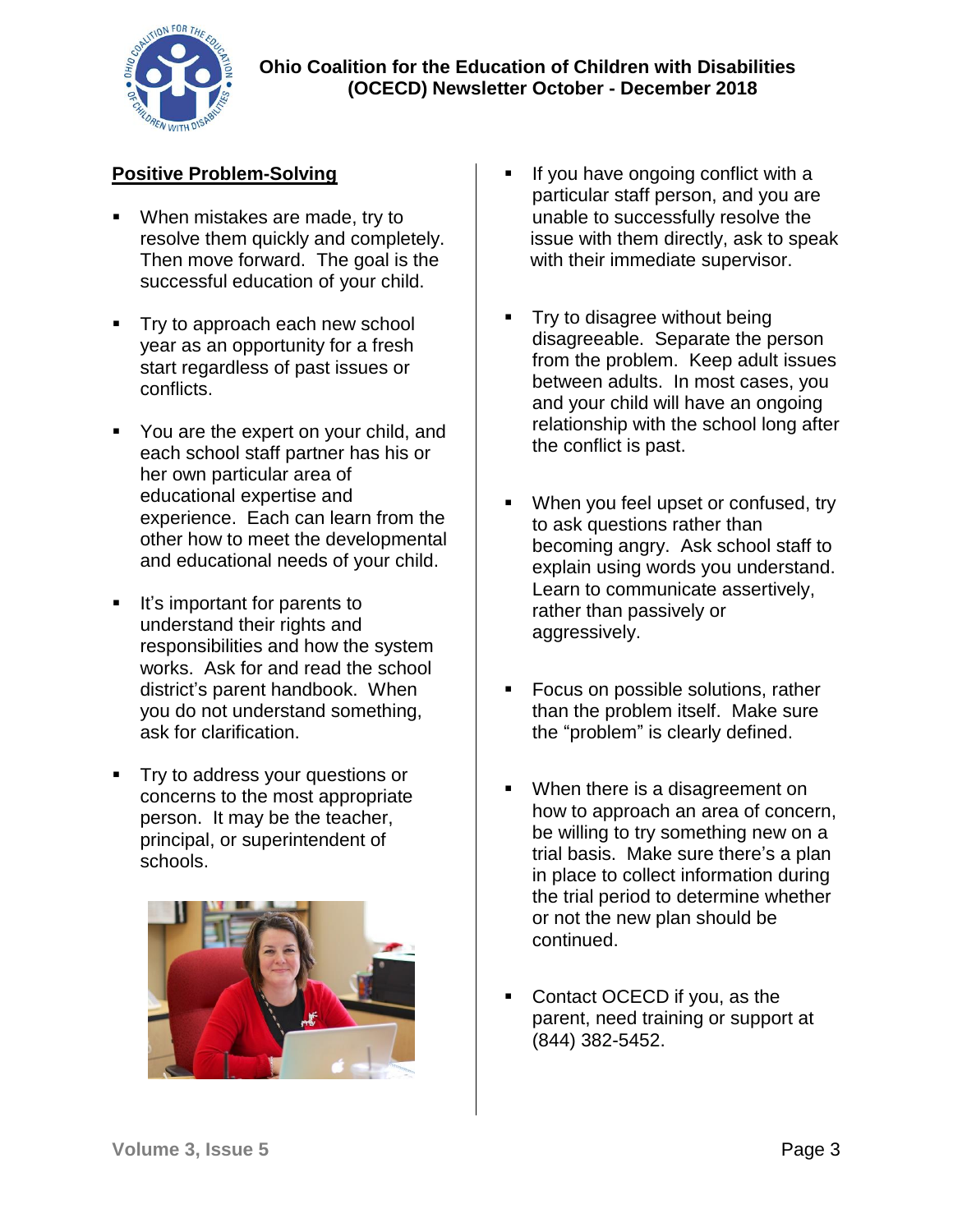## Positive Problem-Solving

- When mistakes are made, try to resolve them quickly and completely. Then move forward. The goal is the successful education of your child.
- Try to approach each new school year as an opportunity for a fresh start regardless of past issues or conflicts.
- You are the expert on your child, and each school staff partner has his or her own particular area of educational expertise and experience. Each can learn from the other how to meet the developmental and educational needs of your child.
- It's important for parents to understand their rights and responsibilities and how the system works. Ask for and read the school district's parent handbook. When you do not understand something, ask for clarification.
- Try to address your questions or concerns to the most appropriate person. It may be the teacher, principal, or superintendent of schools.
- If you have ongoing conflict with a particular staff person, and you are unable to successfully resolve the issue with them directly, ask to speak with their immediate supervisor.
- Try to disagree without being disagreeable. Separate the person from the problem. Keep adult issues between adults. In most cases, you and your child will have an ongoing relationship with the school long after the conflict is past.
- When you feel upset or confused, try to ask questions rather than becoming angry. Ask school staff to explain using words you understand. Learn to communicate assertively, rather than passively or aggressively.
- Focus on possible solutions, rather than the problem itself. Make sure the "problem" is clearly defined.
- When there is a disagreement on how to approach an area of concern, be willing to try something new on a trial basis. Make sure there's a plan in place to collect information during the trial period to determine whether or not the new plan should be continued.
- Contact OCECD if you, as the parent, need training or support at (844) 382-5452.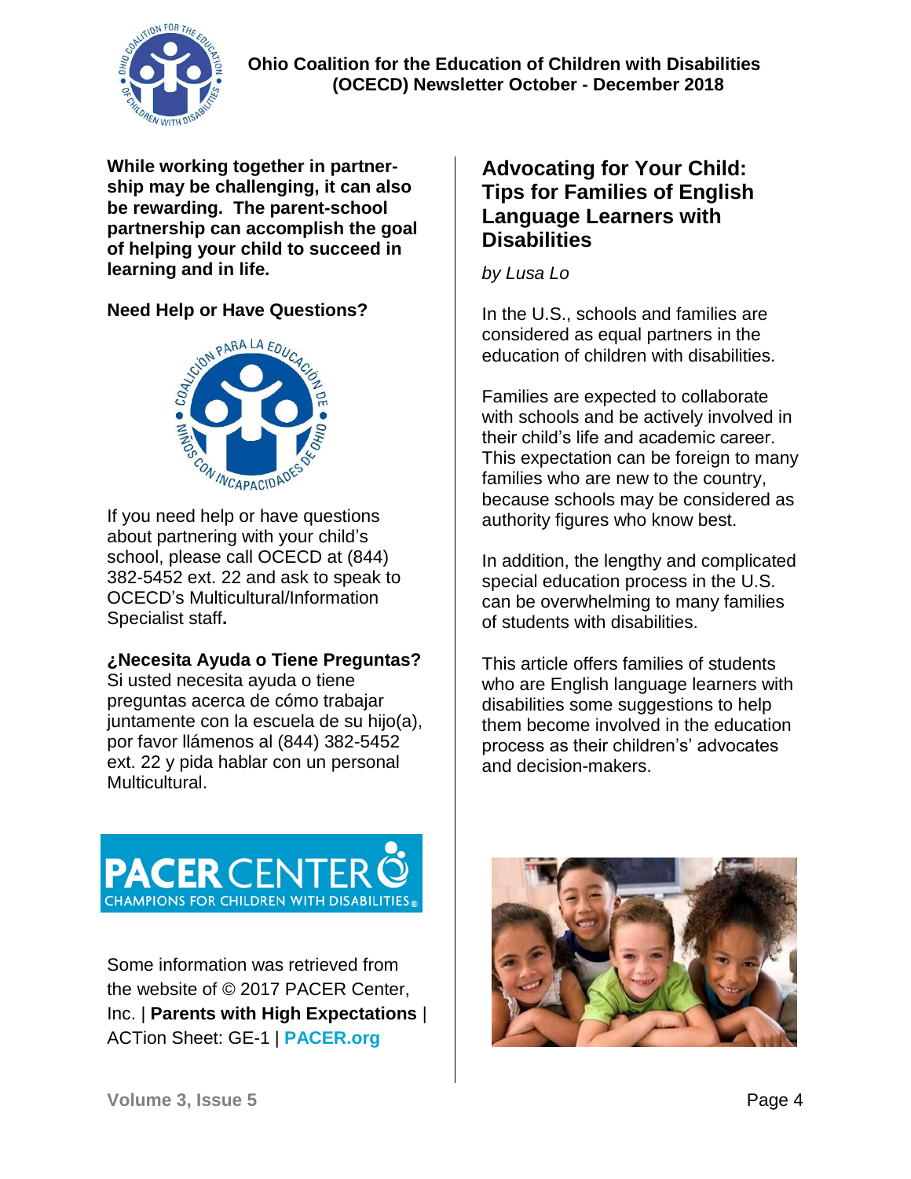**While working together in partnership may be challenging, it can also be rewarding. The parent-school partnership can accomplish the goal of helping your child to succeed in learning and in life.**

### Need Help or Have Questions?

If you need help or have questions about partnering with your child's school, please call OCECD at (844) 382-5452 ext. 22 and ask to speak to OCECD's Multicultural/Information Specialist staff**.**

### ¿Necesita Ayuda o Tiene Preguntas?

Si usted necesita ayuda o tiene preguntas acerca de cómo trabajar juntamente con la escuela de su hijo(a), por favor llámenos al (844) 382-5452 ext. 22 y pida hablar con un personal Multicultural.

Some information was retrieved from the website of © 2017 PACER Center, Inc. | **Parents with High Expectations** | ACTion Sheet: GE-1 | **PACER.org**

## Advocating for Your Child: Tips for Families of English Language Learners with Disabilities

*by Lusa Lo*

In the U.S., schools and families are considered as equal partners in the education of children with disabilities.

Families are expected to collaborate with schools and be actively involved in their child's life and academic career. This expectation can be foreign to many families who are new to the country, because schools may be considered as authority figures who know best.

In addition, the lengthy and complicated special education process in the U.S. can be overwhelming to many families of students with disabilities.

This article offers families of students who are English language learners with disabilities some suggestions to help them become involved in the education process as their children's' advocates and decision-makers.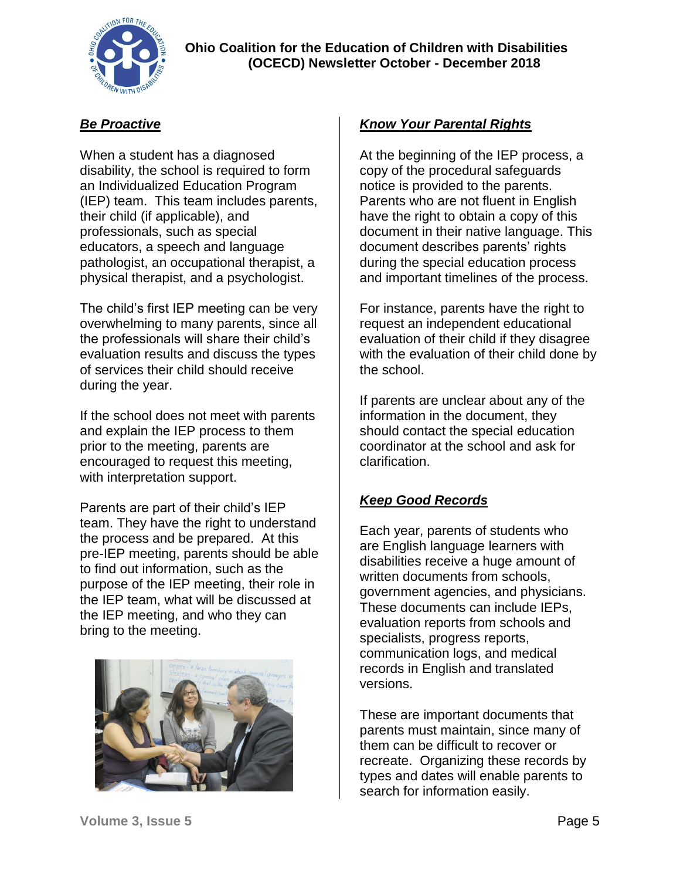## *Be Proactive*

When a student has a diagnosed disability, the school is required to form an Individualized Education Program (IEP) team. This team includes parents, their child (if applicable), and professionals, such as special educators, a speech and language pathologist, an occupational therapist, a physical therapist, and a psychologist.

The child's first IEP meeting can be very overwhelming to many parents, since all the professionals will share their child's evaluation results and discuss the types of services their child should receive during the year.

If the school does not meet with parents and explain the IEP process to them prior to the meeting, parents are encouraged to request this meeting, with interpretation support.

Parents are part of their child's IEP team. They have the right to understand the process and be prepared. At this pre-IEP meeting, parents should be able to find out information, such as the purpose of the IEP meeting, their role in the IEP team, what will be discussed at the IEP meeting, and who they can bring to the meeting.

## *Know Your Parental Rights*

At the beginning of the IEP process, a copy of the procedural safeguards notice is provided to the parents. Parents who are not fluent in English have the right to obtain a copy of this document in their native language. This document describes parents' rights during the special education process and important timelines of the process.

For instance, parents have the right to request an independent educational evaluation of their child if they disagree with the evaluation of their child done by the school.

If parents are unclear about any of the information in the document, they should contact the special education coordinator at the school and ask for clarification.

## *Keep Good Records*

Each year, parents of students who are English language learners with disabilities receive a huge amount of written documents from schools, government agencies, and physicians. These documents can include IEPs, evaluation reports from schools and specialists, progress reports, communication logs, and medical records in English and translated versions.

These are important documents that parents must maintain, since many of them can be difficult to recover or recreate. Organizing these records by types and dates will enable parents to search for information easily.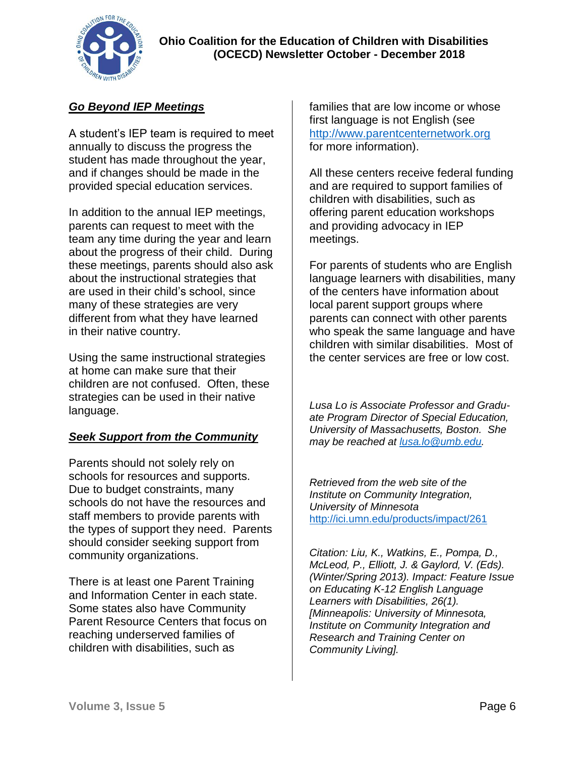## Go Beyond IEP Meetings

A student's IEP team is required to meet annually to discuss the progress the student has made throughout the year, and if changes should be made in the provided special education services.

In addition to the annual IEP meetings, parents can request to meet with the team any time during the year and learn about the progress of their child. During these meetings, parents should also ask about the instructional strategies that are used in their child's school, since many of these strategies are very different from what they have learned in their native country.

Using the same instructional strategies at home can make sure that their children are not confused. Often, these strategies can be used in their native language.

## Seek Support from the Community

Parents should not solely rely on schools for resources and supports. Due to budget constraints, many schools do not have the resources and staff members to provide parents with the types of support they need. Parents should consider seeking support from community organizations.

There is at least one Parent Training and Information Center in each state. Some states also have Community Parent Resource Centers that focus on reaching underserved families of children with disabilities, such as families that are low income or whose first language is not English (see [http://www.parentcenternetwork.org](http://www.parentcenternetwork.org) for more information).

All these centers receive federal funding and are required to support families of children with disabilities, such as offering parent education workshops and providing advocacy in IEP meetings.

For parents of students who are English language learners with disabilities, many of the centers have information about local parent support groups where parents can connect with other parents who speak the same language and have children with similar disabilities. Most of the center services are free or low cost.

*Lusa Lo is Associate Professor and Graduate Program Director of Special Education, University of Massachusetts, Boston. She may be reached at [lusa.lo@umb.edu](mailto:lusa.lo@umb.edu).*

*Retrieved from the web site of the Institute on Community Integration, University of Minnesota* [http://ici.umn.edu/products/impact/261](http://ici.umn.edu/products/impact/261)

*Citation: Liu, K., Watkins, E., Pompa, D., McLeod, P., Elliott, J. & Gaylord, V. (Eds). (Winter/Spring 2013). Impact: Feature Issue on Educating K-12 English Language Learners with Disabilities, 26(1). [Minneapolis: University of Minnesota, Institute on Community Integration and Research and Training Center on Community Living].*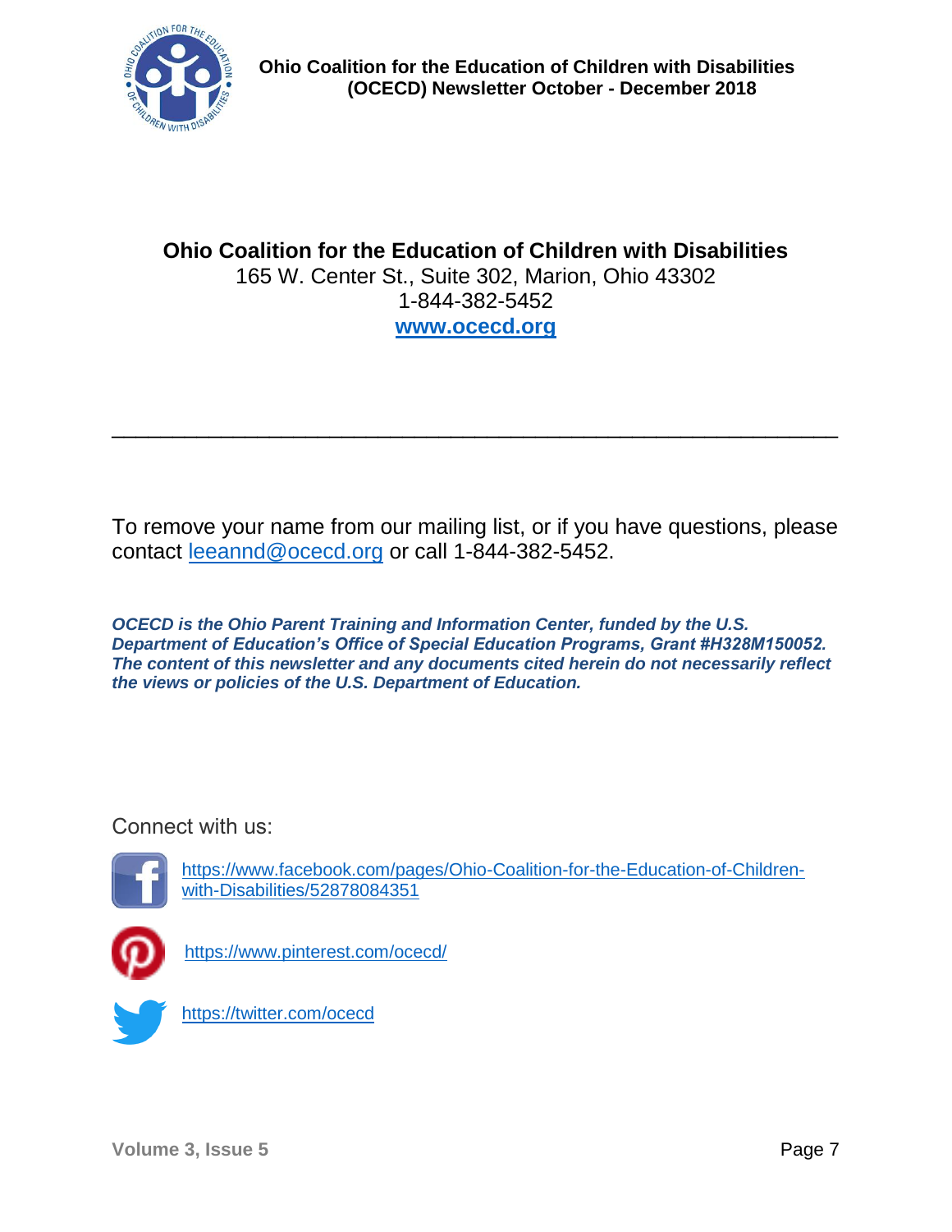**Ohio Coalition for the Education of Children with Disabilities**
165 W. Center St., Suite 302, Marion, Ohio 43302
1-844-382-5452
**[www.ocecd.org](http://www.ocecd.org)**

---

To remove your name from our mailing list, or if you have questions, please contact [leeannd@ocecd.org](mailto:leeannd@ocecd.org) or call 1-844-382-5452.

***OCECD is the Ohio Parent Training and Information Center, funded by the U.S. Department of Education's Office of Special Education Programs, Grant #H328M150052. The content of this newsletter and any documents cited herein do not necessarily reflect the views or policies of the U.S. Department of Education.***

Connect with us:

[https://www.facebook.com/pages/Ohio-Coalition-for-the-Education-of-Children-with-Disabilities/52878084351](https://www.facebook.com/pages/Ohio-Coalition-for-the-Education-of-Children-with-Disabilities/52878084351)

[https://www.pinterest.com/ocecd/](https://www.pinterest.com/ocecd/)

[https://twitter.com/ocecd](https://twitter.com/ocecd)